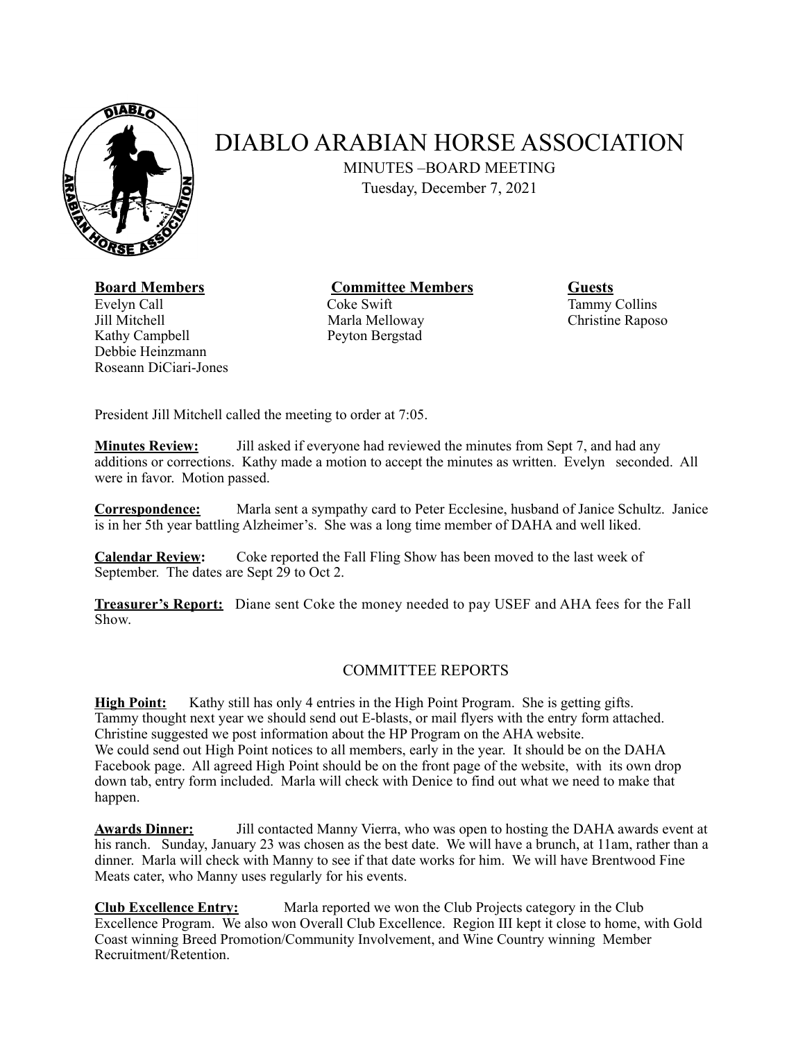# DIABLO ARABIAN HORSE ASSOCIATION

MINUTES –BOARD MEETING

Tuesday, December 7, 2021

| **Board Members** | **Committee Members** | **Guests** |
|---|---|---|
| Evelyn Call | Coke Swift | Tammy Collins |
| Jill Mitchell | Marla Melloway | Christine Raposo |
| Kathy Campbell | Peyton Bergstad | |
| Debbie Heinzmann | | |
| Roseann DiCiari-Jones | | |

President Jill Mitchell called the meeting to order at 7:05.

**Minutes Review:** Jill asked if everyone had reviewed the minutes from Sept 7, and had any additions or corrections. Kathy made a motion to accept the minutes as written. Evelyn seconded. All were in favor. Motion passed.

**Correspondence:** Marla sent a sympathy card to Peter Ecclesine, husband of Janice Schultz. Janice is in her 5th year battling Alzheimer's. She was a long time member of DAHA and well liked.

**Calendar Review:** Coke reported the Fall Fling Show has been moved to the last week of September. The dates are Sept 29 to Oct 2.

**Treasurer's Report:** Diane sent Coke the money needed to pay USEF and AHA fees for the Fall Show.

## COMMITTEE REPORTS

**High Point:** Kathy still has only 4 entries in the High Point Program. She is getting gifts. Tammy thought next year we should send out E-blasts, or mail flyers with the entry form attached. Christine suggested we post information about the HP Program on the AHA website. We could send out High Point notices to all members, early in the year. It should be on the DAHA Facebook page. All agreed High Point should be on the front page of the website, with its own drop down tab, entry form included. Marla will check with Denice to find out what we need to make that happen.

**Awards Dinner:** Jill contacted Manny Vierra, who was open to hosting the DAHA awards event at his ranch. Sunday, January 23 was chosen as the best date. We will have a brunch, at 11am, rather than a dinner. Marla will check with Manny to see if that date works for him. We will have Brentwood Fine Meats cater, who Manny uses regularly for his events.

**Club Excellence Entry:** Marla reported we won the Club Projects category in the Club Excellence Program. We also won Overall Club Excellence. Region III kept it close to home, with Gold Coast winning Breed Promotion/Community Involvement, and Wine Country winning Member Recruitment/Retention.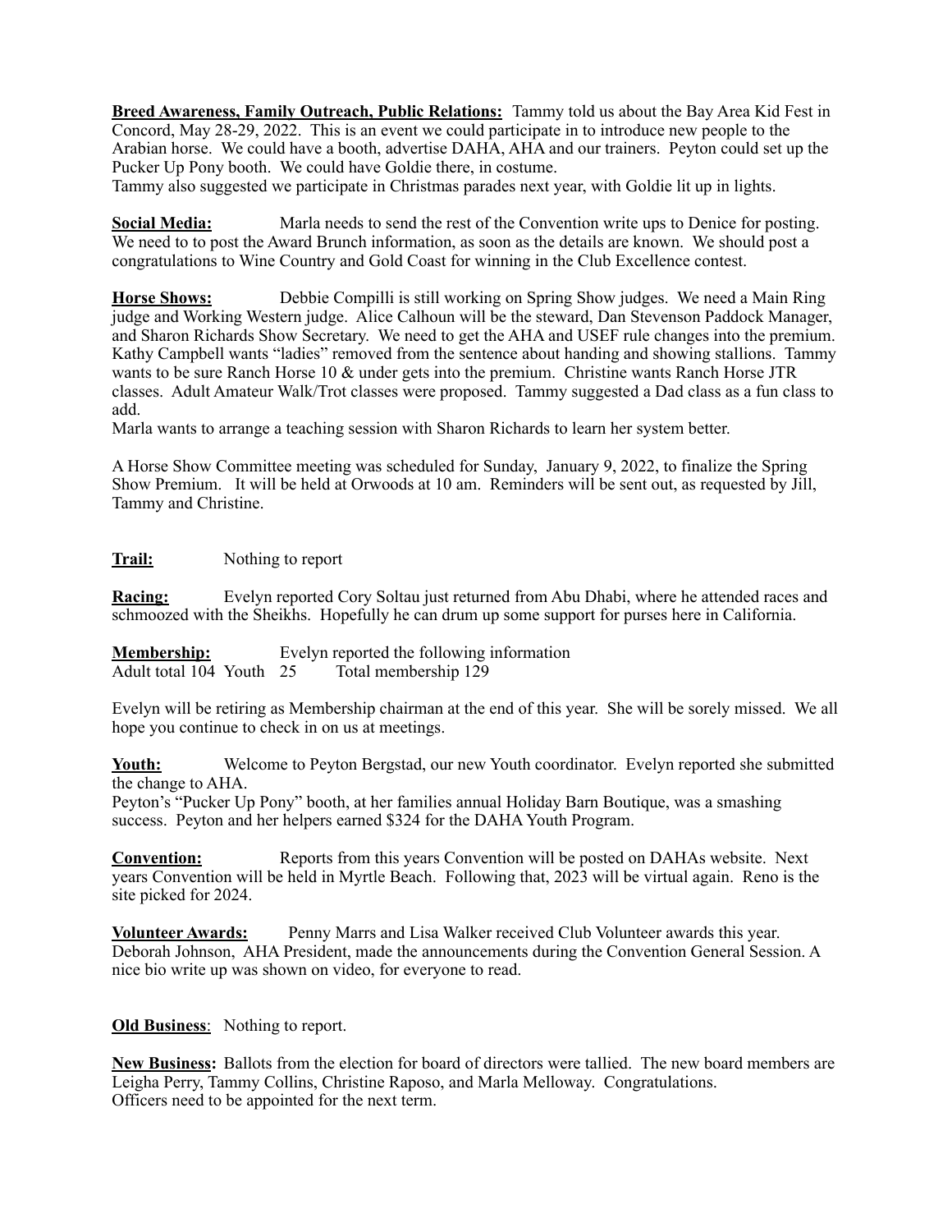**Breed Awareness, Family Outreach, Public Relations:** Tammy told us about the Bay Area Kid Fest in Concord, May 28-29, 2022. This is an event we could participate in to introduce new people to the Arabian horse. We could have a booth, advertise DAHA, AHA and our trainers. Peyton could set up the Pucker Up Pony booth. We could have Goldie there, in costume.
Tammy also suggested we participate in Christmas parades next year, with Goldie lit up in lights.

**Social Media:** Marla needs to send the rest of the Convention write ups to Denice for posting. We need to to post the Award Brunch information, as soon as the details are known. We should post a congratulations to Wine Country and Gold Coast for winning in the Club Excellence contest.

**Horse Shows:** Debbie Compilli is still working on Spring Show judges. We need a Main Ring judge and Working Western judge. Alice Calhoun will be the steward, Dan Stevenson Paddock Manager, and Sharon Richards Show Secretary. We need to get the AHA and USEF rule changes into the premium. Kathy Campbell wants "ladies" removed from the sentence about handing and showing stallions. Tammy wants to be sure Ranch Horse 10 & under gets into the premium. Christine wants Ranch Horse JTR classes. Adult Amateur Walk/Trot classes were proposed. Tammy suggested a Dad class as a fun class to add.
Marla wants to arrange a teaching session with Sharon Richards to learn her system better.

A Horse Show Committee meeting was scheduled for Sunday, January 9, 2022, to finalize the Spring Show Premium. It will be held at Orwoods at 10 am. Reminders will be sent out, as requested by Jill, Tammy and Christine.

**Trail:** Nothing to report

**Racing:** Evelyn reported Cory Soltau just returned from Abu Dhabi, where he attended races and schmoozed with the Sheikhs. Hopefully he can drum up some support for purses here in California.

**Membership:** Evelyn reported the following information
Adult total 104 Youth 25 Total membership 129

Evelyn will be retiring as Membership chairman at the end of this year. She will be sorely missed. We all hope you continue to check in on us at meetings.

**Youth:** Welcome to Peyton Bergstad, our new Youth coordinator. Evelyn reported she submitted the change to AHA.
Peyton's "Pucker Up Pony" booth, at her families annual Holiday Barn Boutique, was a smashing success. Peyton and her helpers earned $324 for the DAHA Youth Program.

**Convention:** Reports from this years Convention will be posted on DAHAs website. Next years Convention will be held in Myrtle Beach. Following that, 2023 will be virtual again. Reno is the site picked for 2024.

**Volunteer Awards:** Penny Marrs and Lisa Walker received Club Volunteer awards this year. Deborah Johnson, AHA President, made the announcements during the Convention General Session. A nice bio write up was shown on video, for everyone to read.

**Old Business**: Nothing to report.

**New Business:** Ballots from the election for board of directors were tallied. The new board members are Leigha Perry, Tammy Collins, Christine Raposo, and Marla Melloway. Congratulations.
Officers need to be appointed for the next term.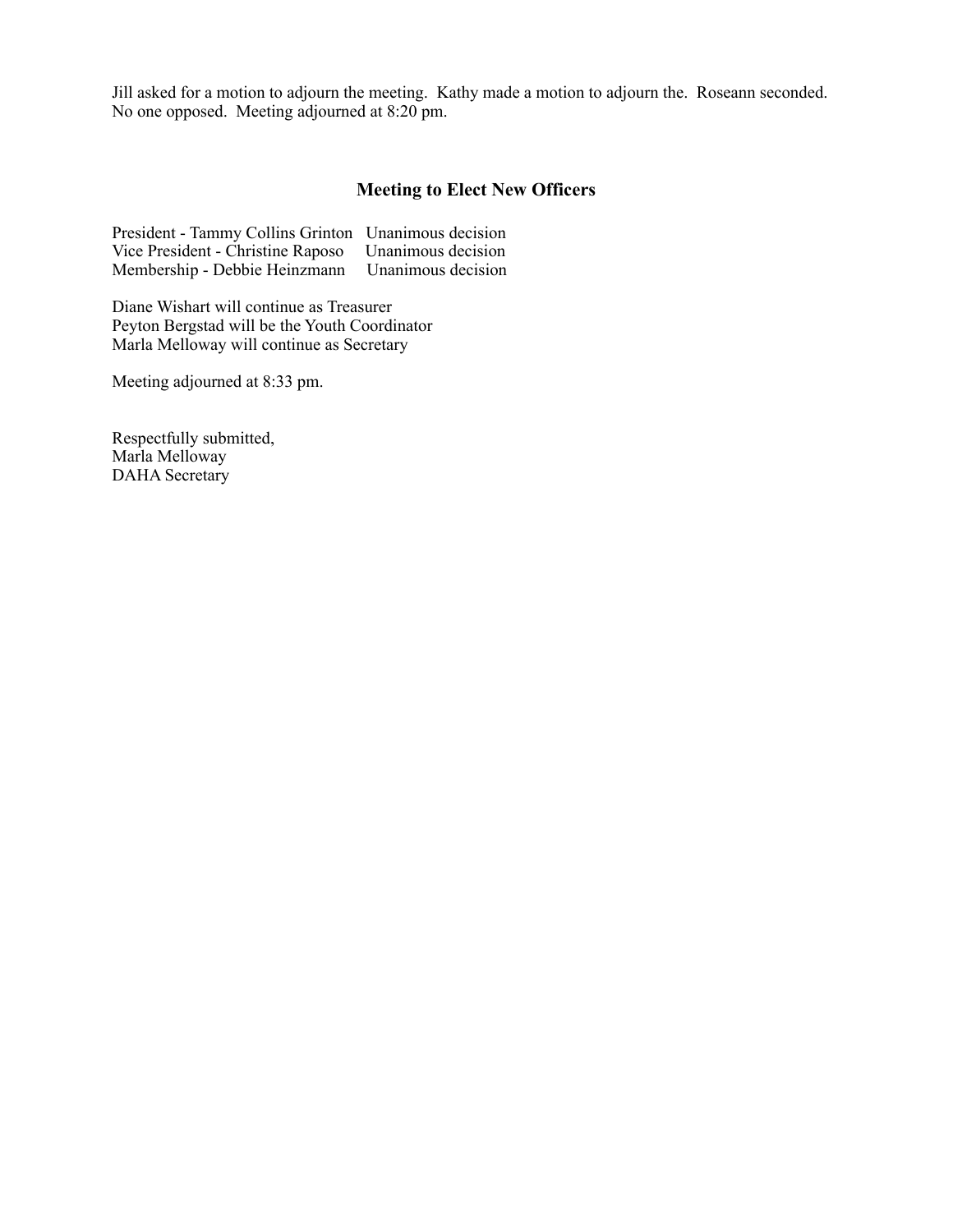Jill asked for a motion to adjourn the meeting. Kathy made a motion to adjourn the. Roseann seconded. No one opposed. Meeting adjourned at 8:20 pm.

## Meeting to Elect New Officers

President - Tammy Collins Grinton   Unanimous decision
Vice President - Christine Raposo   Unanimous decision
Membership - Debbie Heinzmann   Unanimous decision

Diane Wishart will continue as Treasurer
Peyton Bergstad will be the Youth Coordinator
Marla Melloway will continue as Secretary

Meeting adjourned at 8:33 pm.

Respectfully submitted,
Marla Melloway
DAHA Secretary